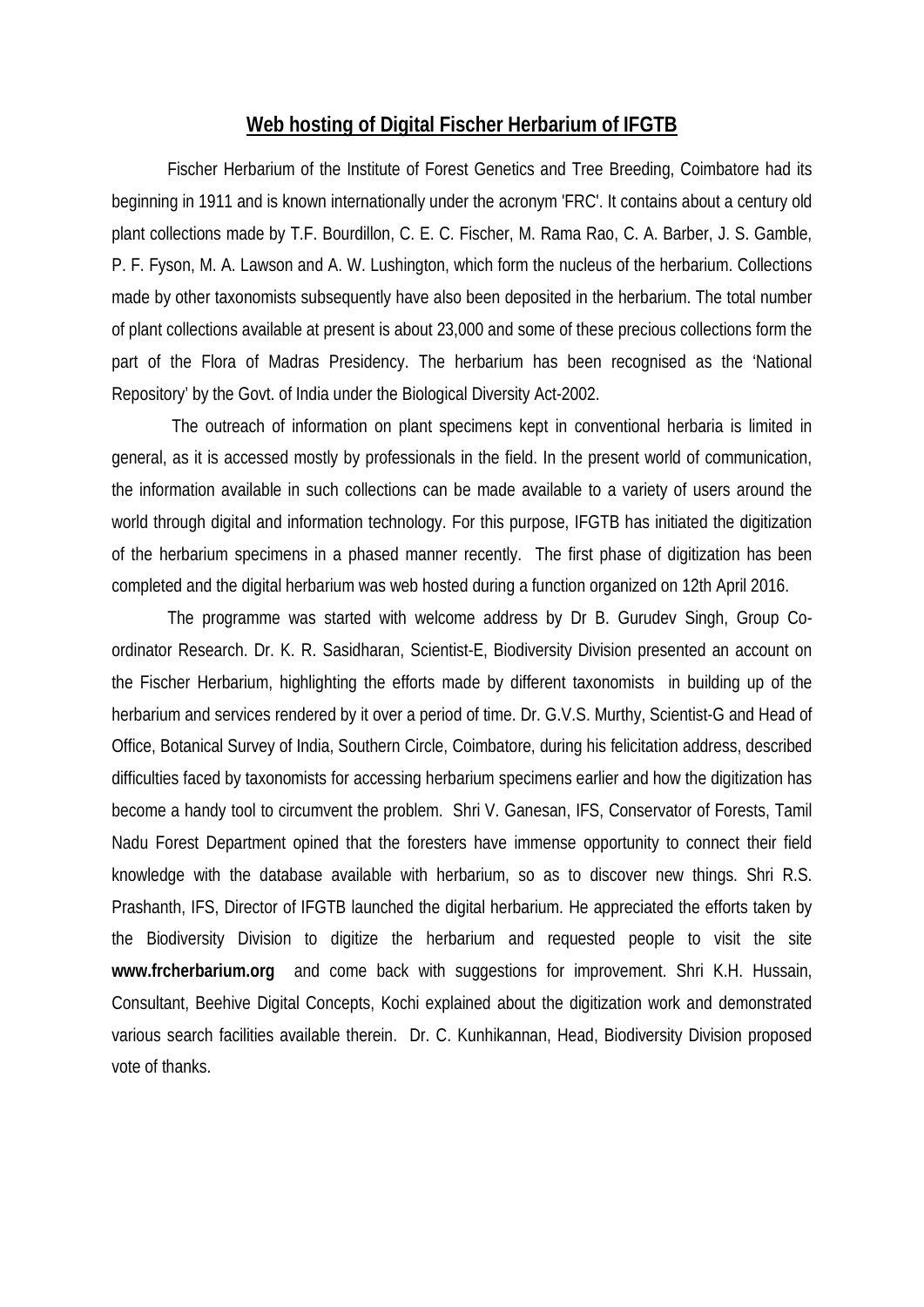## Web hosting of Digital Fischer Herbarium of IFGTB

Fischer Herbarium of the Institute of Forest Genetics and Tree Breeding, Coimbatore had its beginning in 1911 and is known internationally under the acronym 'FRC'. It contains about a century old plant collections made by T.F. Bourdillon, C. E. C. Fischer, M. Rama Rao, C. A. Barber, J. S. Gamble, P. F. Fyson, M. A. Lawson and A. W. Lushington, which form the nucleus of the herbarium. Collections made by other taxonomists subsequently have also been deposited in the herbarium. The total number of plant collections available at present is about 23,000 and some of these precious collections form the part of the Flora of Madras Presidency. The herbarium has been recognised as the 'National Repository' by the Govt. of India under the Biological Diversity Act-2002.

The outreach of information on plant specimens kept in conventional herbaria is limited in general, as it is accessed mostly by professionals in the field. In the present world of communication, the information available in such collections can be made available to a variety of users around the world through digital and information technology. For this purpose, IFGTB has initiated the digitization of the herbarium specimens in a phased manner recently. The first phase of digitization has been completed and the digital herbarium was web hosted during a function organized on 12th April 2016.

The programme was started with welcome address by Dr B. Gurudev Singh, Group Co-ordinator Research. Dr. K. R. Sasidharan, Scientist-E, Biodiversity Division presented an account on the Fischer Herbarium, highlighting the efforts made by different taxonomists in building up of the herbarium and services rendered by it over a period of time. Dr. G.V.S. Murthy, Scientist-G and Head of Office, Botanical Survey of India, Southern Circle, Coimbatore, during his felicitation address, described difficulties faced by taxonomists for accessing herbarium specimens earlier and how the digitization has become a handy tool to circumvent the problem. Shri V. Ganesan, IFS, Conservator of Forests, Tamil Nadu Forest Department opined that the foresters have immense opportunity to connect their field knowledge with the database available with herbarium, so as to discover new things. Shri R.S. Prashanth, IFS, Director of IFGTB launched the digital herbarium. He appreciated the efforts taken by the Biodiversity Division to digitize the herbarium and requested people to visit the site **www.frcherbarium.org** and come back with suggestions for improvement. Shri K.H. Hussain, Consultant, Beehive Digital Concepts, Kochi explained about the digitization work and demonstrated various search facilities available therein. Dr. C. Kunhikannan, Head, Biodiversity Division proposed vote of thanks.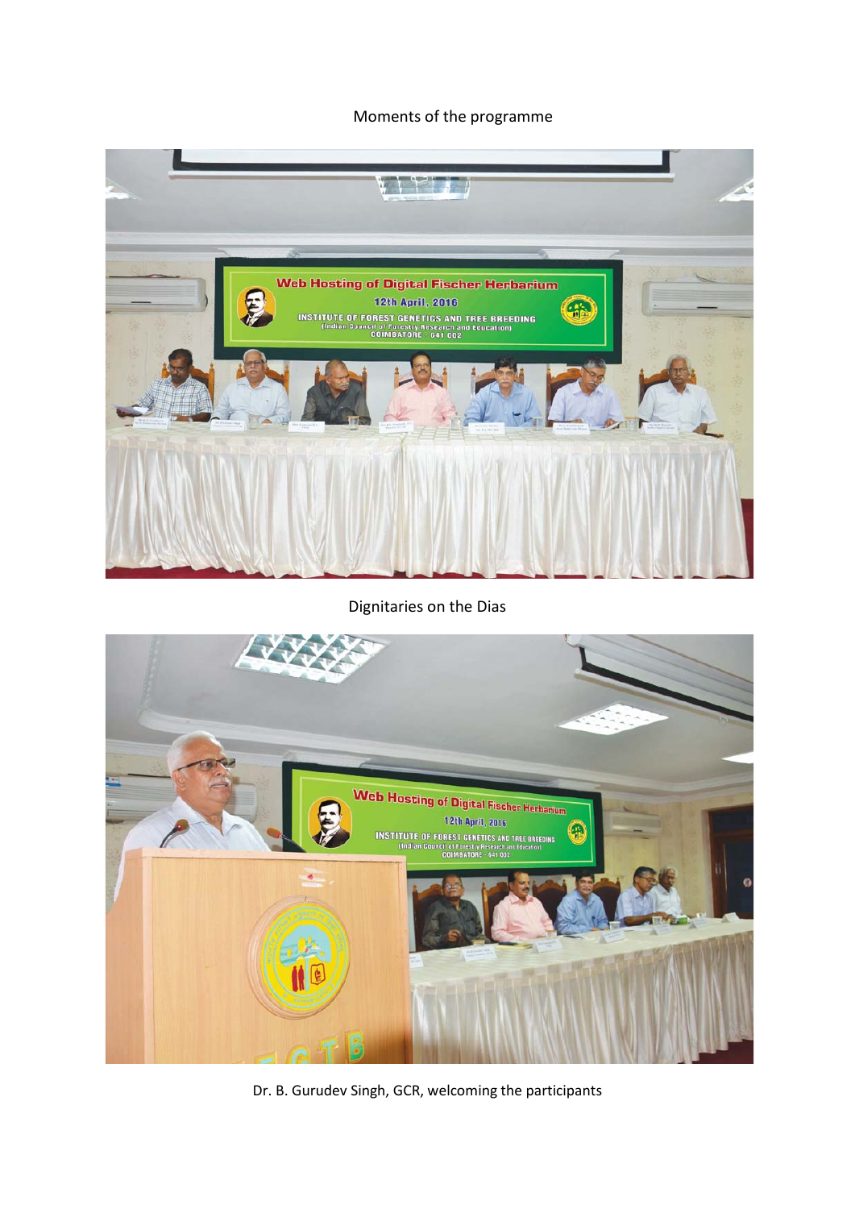Moments of the programme

Dignitaries on the Dias

Dr. B. Gurudev Singh, GCR, welcoming the participants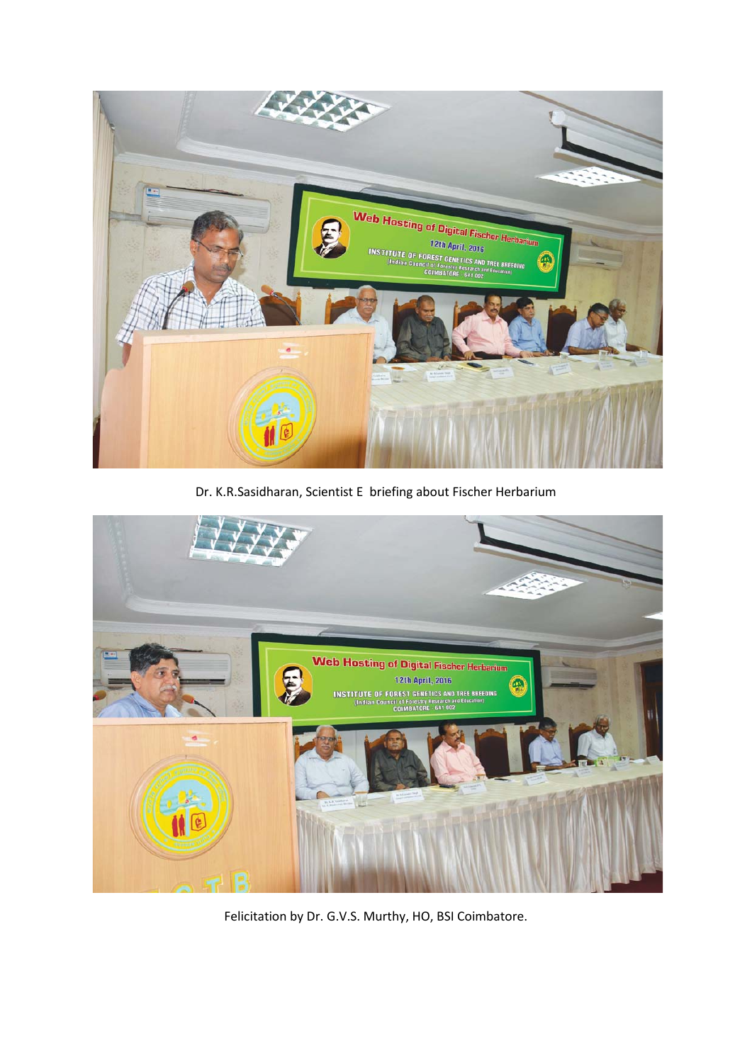Dr. K.R.Sasidharan, Scientist E briefing about Fischer Herbarium

Felicitation by Dr. G.V.S. Murthy, HO, BSI Coimbatore.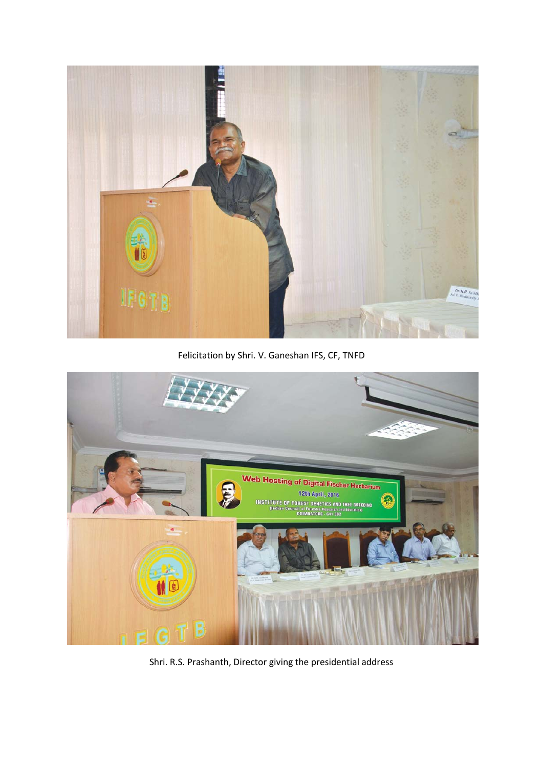Felicitation by Shri. V. Ganeshan IFS, CF, TNFD

Shri. R.S. Prashanth, Director giving the presidential address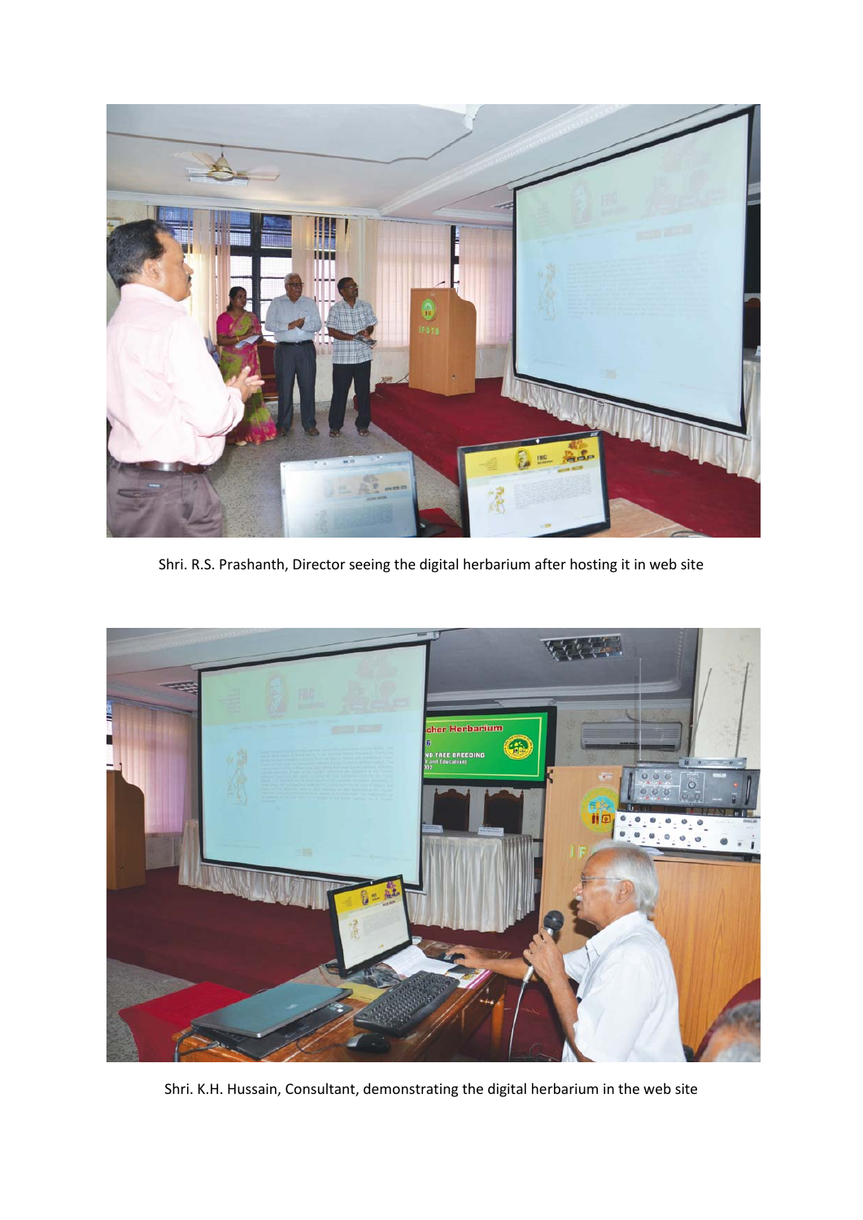Shri. R.S. Prashanth, Director seeing the digital herbarium after hosting it in web site

Shri. K.H. Hussain, Consultant, demonstrating the digital herbarium in the web site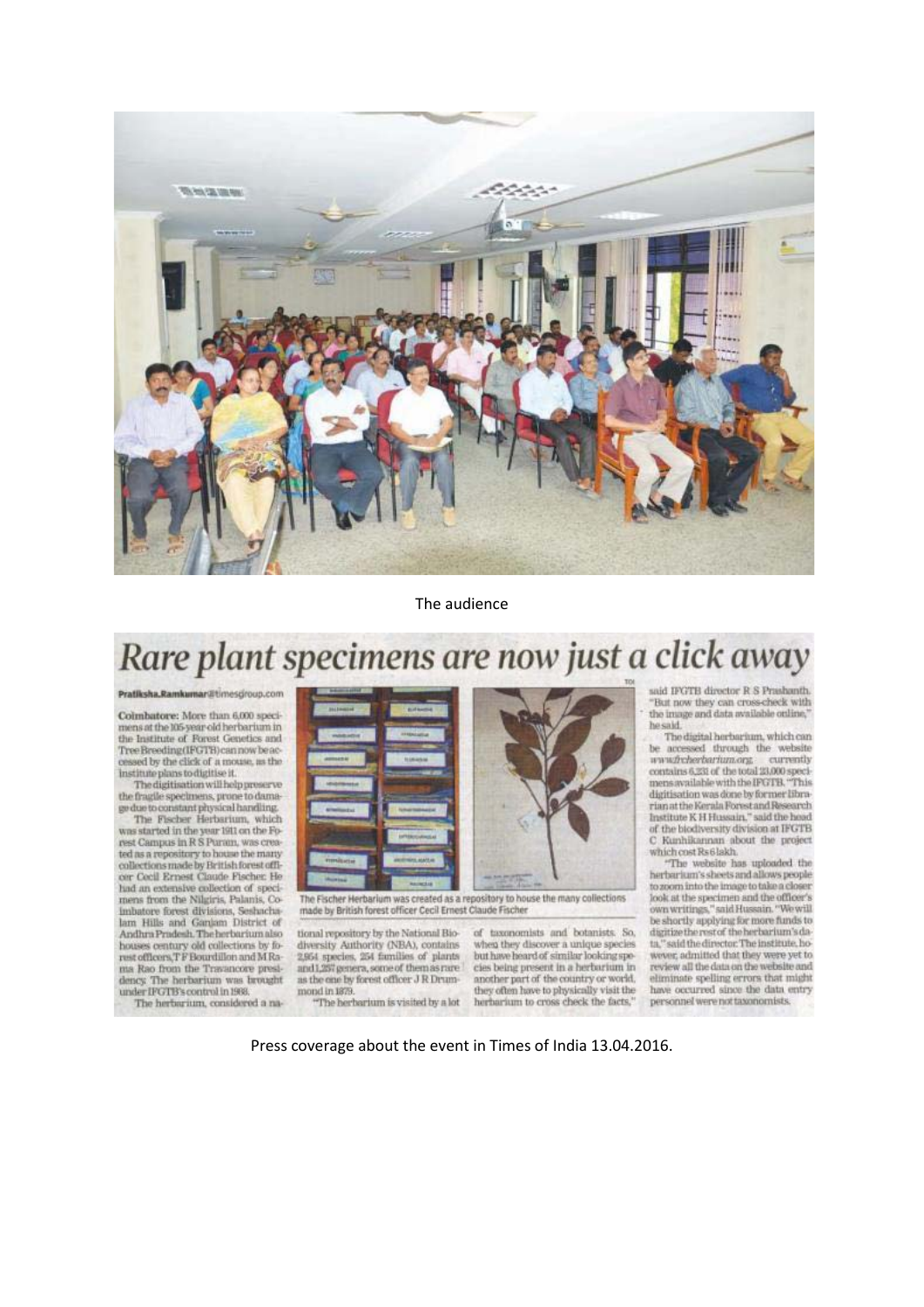The audience

# Rare plant specimens are now just a click away

Pratiksha.Ramkumar@timesgroup.com

**Coimbatore:** More than 6,000 specimens at the 105-year-old herbarium in the Institute of Forest Genetics and Tree Breeding (IFGTB) can now be accessed by the click of a mouse, as the institute plans to digitise it.

The digitisation will help preserve the fragile specimens, prone to damage due to constant physical handling.

The Fischer Herbarium, which was started in the year 1911 on the Forest Campus in R S Puram, was created as a repository to house the many collections made by British forest officer Cecil Ernest Claude Fischer. He had an extensive collection of specimens from the Nilgiris, Palanis, Coimbatore forest divisions, Seshachalam Hills and Ganjam District of Andhra Pradesh. The herbarium also houses century old collections by forest officers, T F Bourdillon and M Rama Rao from the Travancore presidency. The herbarium was brought under IFGTB's control in 1988.

The herbarium, considered a national repository by the National Biodiversity Authority (NBA), contains 2,954 species, 254 families of plants and 1,257 genera, some of them as rare as the one by forest officer J R Drummond in 1879.

"The herbarium is visited by a lot of taxonomists and botanists. So, when they discover a unique species but have heard of similar looking species being present in a herbarium in another part of the country or world, they often have to physically visit the herbarium to cross check the facts," said IFGTB director R S Prashanth. "But now they can cross-check with the image and data available online," he said.

The digital herbarium, which can be accessed through the website www.ifcherbarium.org, currently contains 6,231 of the total 23,000 specimens available with the IFGTB. "This digitisation was done by former librarian at the Kerala Forest and Research Institute K H Hussain," said the head of the biodiversity division at IFGTB C Kunhikannan about the project which cost Rs 6 lakh.

"The website has uploaded the herbarium's sheets and allows people to zoom into the image to take a closer look at the specimen and the officer's own writings," said Hussain. "We will be shortly applying for more funds to digitize the rest of the herbarium's data," said the director. The institute, however, admitted that they were yet to review all the data on the website and eliminate spelling errors that might have occurred since the data entry personnel were not taxonomists.

The Fischer Herbarium was created as a repository to house the many collections made by British forest officer Cecil Ernest Claude Fischer

Press coverage about the event in Times of India 13.04.2016.